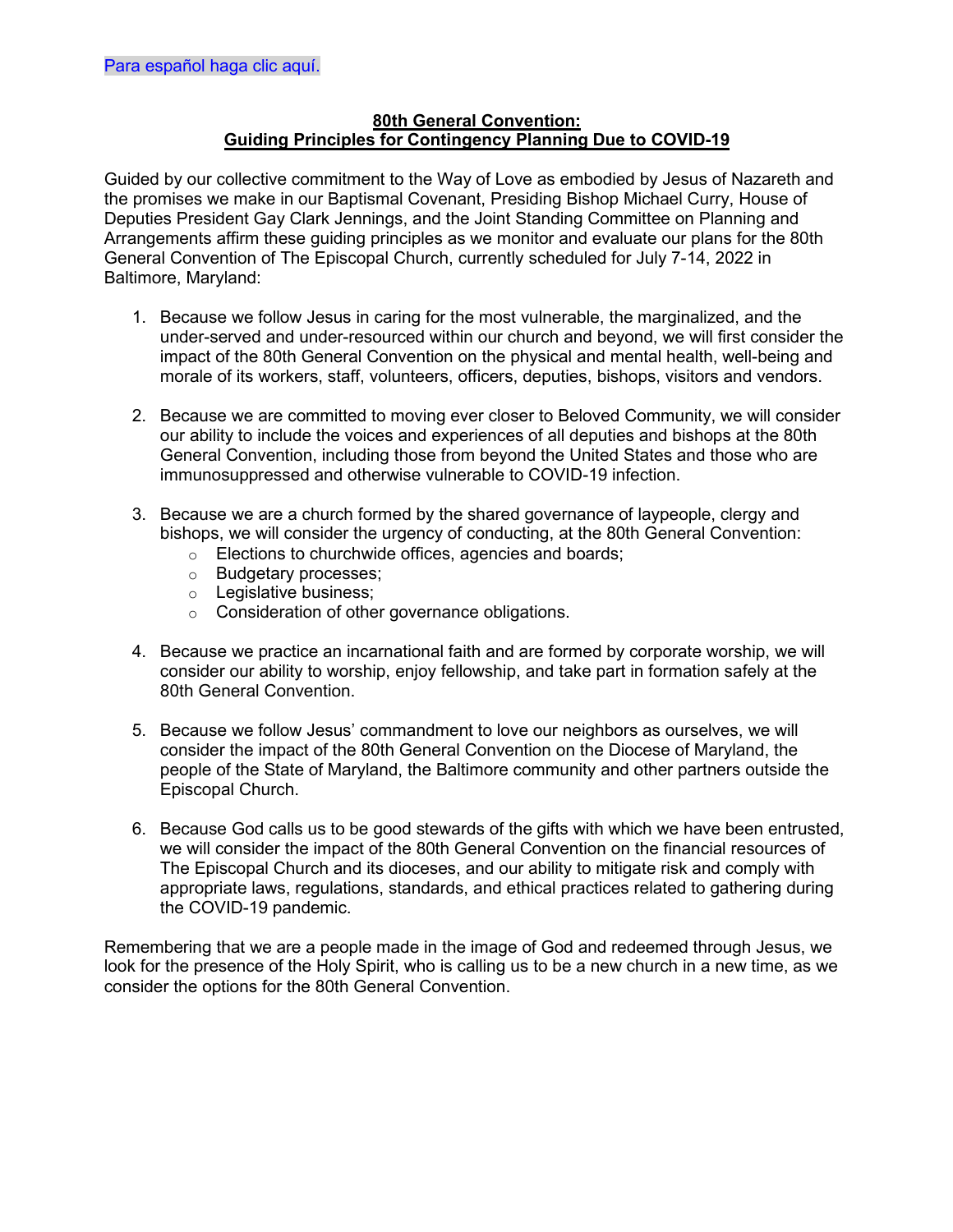Para español haga clic aquí.

## 80th General Convention: Guiding Principles for Contingency Planning Due to COVID-19

Guided by our collective commitment to the Way of Love as embodied by Jesus of Nazareth and the promises we make in our Baptismal Covenant, Presiding Bishop Michael Curry, House of Deputies President Gay Clark Jennings, and the Joint Standing Committee on Planning and Arrangements affirm these guiding principles as we monitor and evaluate our plans for the 80th General Convention of The Episcopal Church, currently scheduled for July 7-14, 2022 in Baltimore, Maryland:

1. Because we follow Jesus in caring for the most vulnerable, the marginalized, and the under-served and under-resourced within our church and beyond, we will first consider the impact of the 80th General Convention on the physical and mental health, well-being and morale of its workers, staff, volunteers, officers, deputies, bishops, visitors and vendors.

2. Because we are committed to moving ever closer to Beloved Community, we will consider our ability to include the voices and experiences of all deputies and bishops at the 80th General Convention, including those from beyond the United States and those who are immunosuppressed and otherwise vulnerable to COVID-19 infection.

3. Because we are a church formed by the shared governance of laypeople, clergy and bishops, we will consider the urgency of conducting, at the 80th General Convention:
   - Elections to churchwide offices, agencies and boards;
   - Budgetary processes;
   - Legislative business;
   - Consideration of other governance obligations.

4. Because we practice an incarnational faith and are formed by corporate worship, we will consider our ability to worship, enjoy fellowship, and take part in formation safely at the 80th General Convention.

5. Because we follow Jesus' commandment to love our neighbors as ourselves, we will consider the impact of the 80th General Convention on the Diocese of Maryland, the people of the State of Maryland, the Baltimore community and other partners outside the Episcopal Church.

6. Because God calls us to be good stewards of the gifts with which we have been entrusted, we will consider the impact of the 80th General Convention on the financial resources of The Episcopal Church and its dioceses, and our ability to mitigate risk and comply with appropriate laws, regulations, standards, and ethical practices related to gathering during the COVID-19 pandemic.

Remembering that we are a people made in the image of God and redeemed through Jesus, we look for the presence of the Holy Spirit, who is calling us to be a new church in a new time, as we consider the options for the 80th General Convention.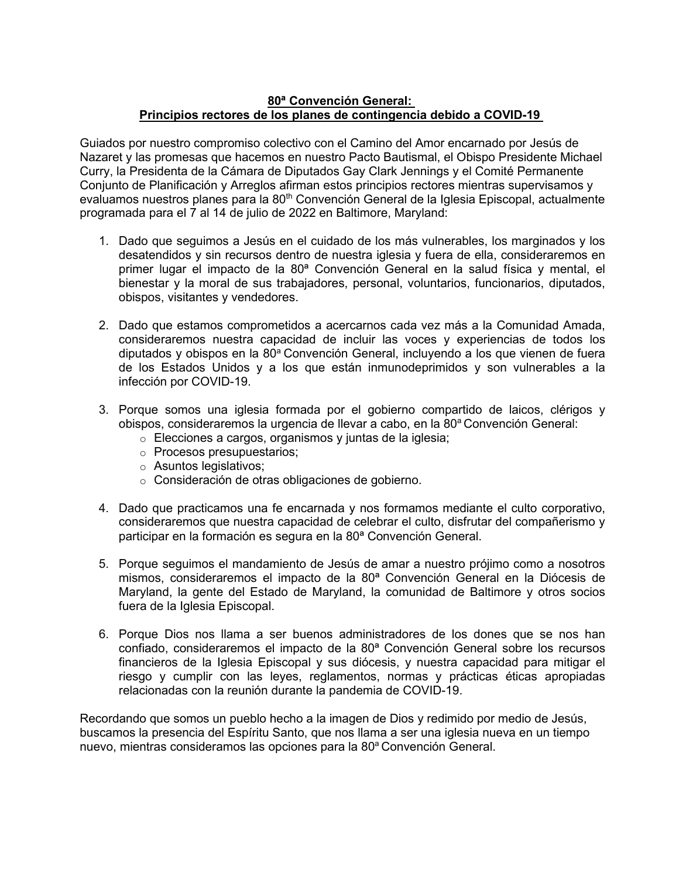**80ª Convención General:**
**Principios rectores de los planes de contingencia debido a COVID-19**

Guiados por nuestro compromiso colectivo con el Camino del Amor encarnado por Jesús de Nazaret y las promesas que hacemos en nuestro Pacto Bautismal, el Obispo Presidente Michael Curry, la Presidenta de la Cámara de Diputados Gay Clark Jennings y el Comité Permanente Conjunto de Planificación y Arreglos afirman estos principios rectores mientras supervisamos y evaluamos nuestros planes para la 80th Convención General de la Iglesia Episcopal, actualmente programada para el 7 al 14 de julio de 2022 en Baltimore, Maryland:

1. Dado que seguimos a Jesús en el cuidado de los más vulnerables, los marginados y los desatendidos y sin recursos dentro de nuestra iglesia y fuera de ella, consideraremos en primer lugar el impacto de la 80ª Convención General en la salud física y mental, el bienestar y la moral de sus trabajadores, personal, voluntarios, funcionarios, diputados, obispos, visitantes y vendedores.

2. Dado que estamos comprometidos a acercarnos cada vez más a la Comunidad Amada, consideraremos nuestra capacidad de incluir las voces y experiencias de todos los diputados y obispos en la 80ª Convención General, incluyendo a los que vienen de fuera de los Estados Unidos y a los que están inmunodeprimidos y son vulnerables a la infección por COVID-19.

3. Porque somos una iglesia formada por el gobierno compartido de laicos, clérigos y obispos, consideraremos la urgencia de llevar a cabo, en la 80ª Convención General:
   - Elecciones a cargos, organismos y juntas de la iglesia;
   - Procesos presupuestarios;
   - Asuntos legislativos;
   - Consideración de otras obligaciones de gobierno.

4. Dado que practicamos una fe encarnada y nos formamos mediante el culto corporativo, consideraremos que nuestra capacidad de celebrar el culto, disfrutar del compañerismo y participar en la formación es segura en la 80ª Convención General.

5. Porque seguimos el mandamiento de Jesús de amar a nuestro prójimo como a nosotros mismos, consideraremos el impacto de la 80ª Convención General en la Diócesis de Maryland, la gente del Estado de Maryland, la comunidad de Baltimore y otros socios fuera de la Iglesia Episcopal.

6. Porque Dios nos llama a ser buenos administradores de los dones que se nos han confiado, consideraremos el impacto de la 80ª Convención General sobre los recursos financieros de la Iglesia Episcopal y sus diócesis, y nuestra capacidad para mitigar el riesgo y cumplir con las leyes, reglamentos, normas y prácticas éticas apropiadas relacionadas con la reunión durante la pandemia de COVID-19.

Recordando que somos un pueblo hecho a la imagen de Dios y redimido por medio de Jesús, buscamos la presencia del Espíritu Santo, que nos llama a ser una iglesia nueva en un tiempo nuevo, mientras consideramos las opciones para la 80ª Convención General.